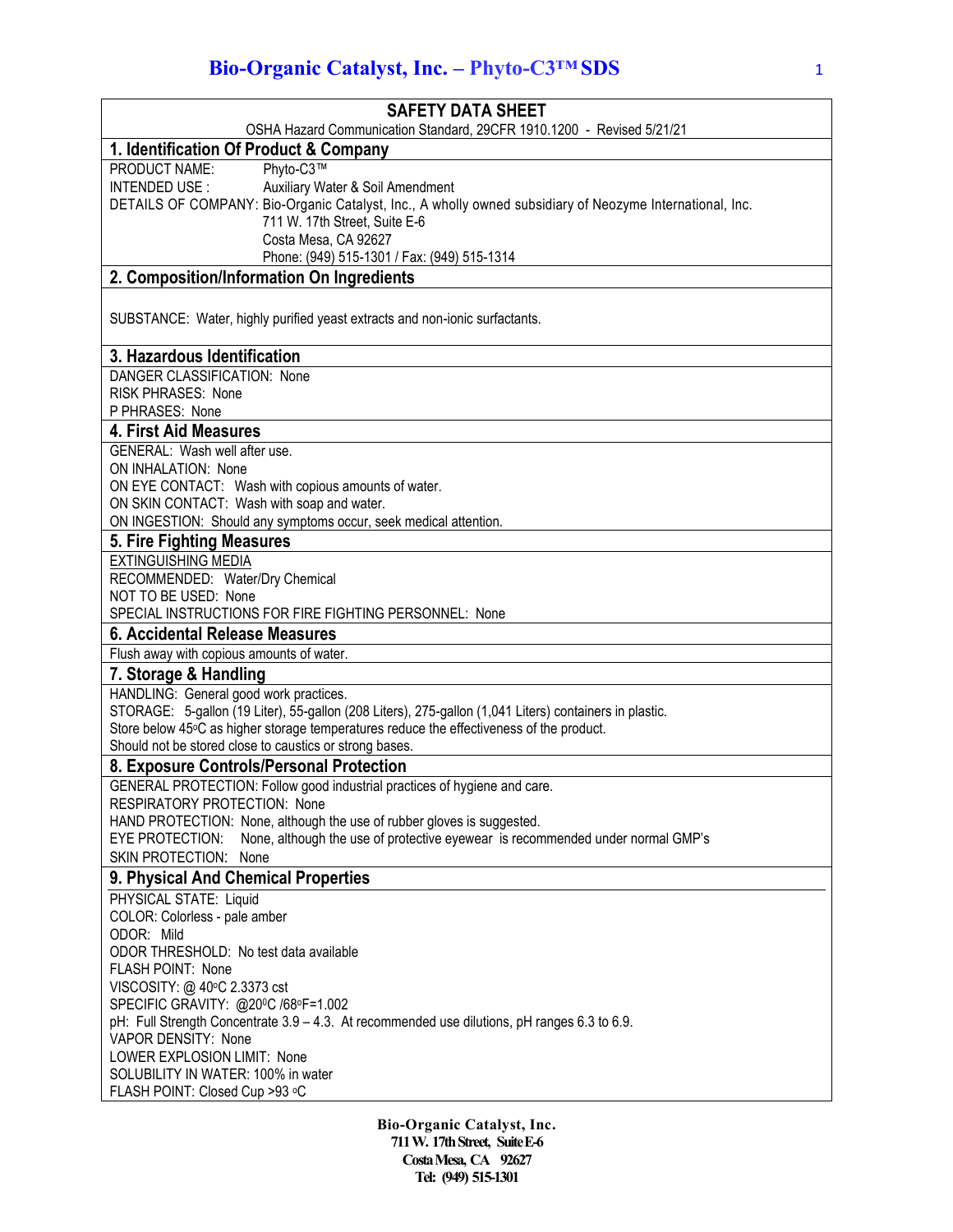# SAFETY DATA SHEET

OSHA Hazard Communication Standard, 29CFR 1910.1200 - Revised 5/21/21

## 1. Identification Of Product & Company

PRODUCT NAME: Phyto-C3™
INTENDED USE : Auxiliary Water & Soil Amendment
DETAILS OF COMPANY: Bio-Organic Catalyst, Inc., A wholly owned subsidiary of Neozyme International, Inc.
711 W. 17th Street, Suite E-6
Costa Mesa, CA 92627
Phone: (949) 515-1301 / Fax: (949) 515-1314

## 2. Composition/Information On Ingredients

SUBSTANCE: Water, highly purified yeast extracts and non-ionic surfactants.

## 3. Hazardous Identification

DANGER CLASSIFICATION: None
RISK PHRASES: None
P PHRASES: None

## 4. First Aid Measures

GENERAL: Wash well after use.
ON INHALATION: None
ON EYE CONTACT: Wash with copious amounts of water.
ON SKIN CONTACT: Wash with soap and water.
ON INGESTION: Should any symptoms occur, seek medical attention.

## 5. Fire Fighting Measures

EXTINGUISHING MEDIA
RECOMMENDED: Water/Dry Chemical
NOT TO BE USED: None
SPECIAL INSTRUCTIONS FOR FIRE FIGHTING PERSONNEL: None

## 6. Accidental Release Measures

Flush away with copious amounts of water.

## 7. Storage & Handling

HANDLING: General good work practices.
STORAGE: 5-gallon (19 Liter), 55-gallon (208 Liters), 275-gallon (1,041 Liters) containers in plastic.
Store below 45°C as higher storage temperatures reduce the effectiveness of the product.
Should not be stored close to caustics or strong bases.

## 8. Exposure Controls/Personal Protection

GENERAL PROTECTION: Follow good industrial practices of hygiene and care.
RESPIRATORY PROTECTION: None
HAND PROTECTION: None, although the use of rubber gloves is suggested.
EYE PROTECTION: None, although the use of protective eyewear is recommended under normal GMP's
SKIN PROTECTION: None

## 9. Physical And Chemical Properties

PHYSICAL STATE: Liquid
COLOR: Colorless - pale amber
ODOR: Mild
ODOR THRESHOLD: No test data available
FLASH POINT: None
VISCOSITY: @ 40°C 2.3373 cst
SPECIFIC GRAVITY: @20°C /68°F=1.002
pH: Full Strength Concentrate 3.9 – 4.3. At recommended use dilutions, pH ranges 6.3 to 6.9.
VAPOR DENSITY: None
LOWER EXPLOSION LIMIT: None
SOLUBILITY IN WATER: 100% in water
FLASH POINT: Closed Cup >93 °C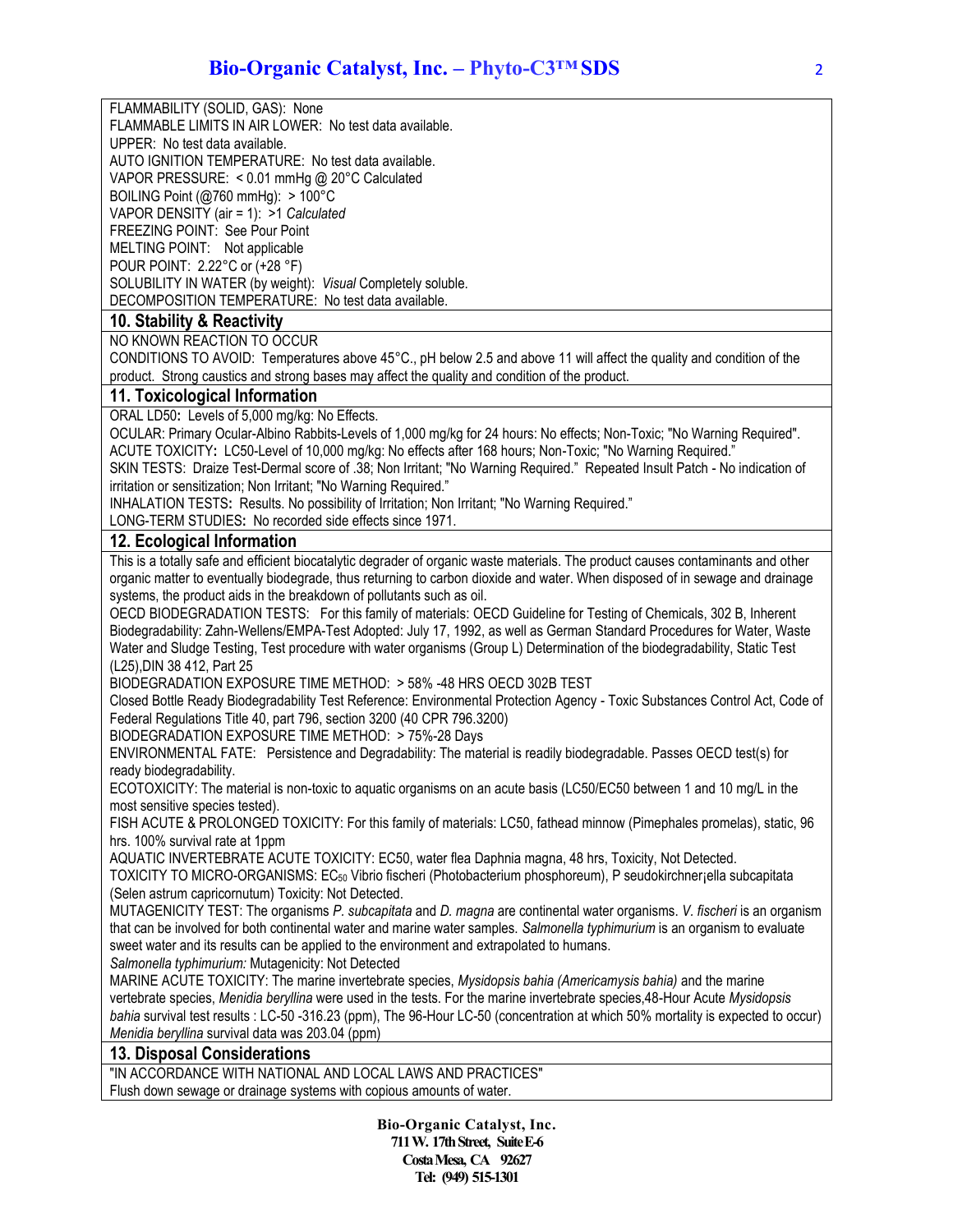FLAMMABILITY (SOLID, GAS): None
FLAMMABLE LIMITS IN AIR LOWER: No test data available.
UPPER: No test data available.
AUTO IGNITION TEMPERATURE: No test data available.
VAPOR PRESSURE: < 0.01 mmHg @ 20°C Calculated
BOILING Point (@760 mmHg): > 100°C
VAPOR DENSITY (air = 1): >1 *Calculated*
FREEZING POINT: See Pour Point
MELTING POINT: Not applicable
POUR POINT: 2.22°C or (+28 °F)
SOLUBILITY IN WATER (by weight): *Visual* Completely soluble.
DECOMPOSITION TEMPERATURE: No test data available.

## 10. Stability & Reactivity

NO KNOWN REACTION TO OCCUR
CONDITIONS TO AVOID: Temperatures above 45°C., pH below 2.5 and above 11 will affect the quality and condition of the product. Strong caustics and strong bases may affect the quality and condition of the product.

## 11. Toxicological Information

ORAL LD50**:** Levels of 5,000 mg/kg: No Effects.
OCULAR: Primary Ocular-Albino Rabbits-Levels of 1,000 mg/kg for 24 hours: No effects; Non-Toxic; "No Warning Required".
ACUTE TOXICITY**:** LC50-Level of 10,000 mg/kg: No effects after 168 hours; Non-Toxic; "No Warning Required."
SKIN TESTS: Draize Test-Dermal score of .38; Non Irritant; "No Warning Required." Repeated Insult Patch - No indication of irritation or sensitization; Non Irritant; "No Warning Required."
INHALATION TESTS**:** Results. No possibility of Irritation; Non Irritant; "No Warning Required."
LONG-TERM STUDIES**:** No recorded side effects since 1971.

## 12. Ecological Information

This is a totally safe and efficient biocatalytic degrader of organic waste materials. The product causes contaminants and other organic matter to eventually biodegrade, thus returning to carbon dioxide and water. When disposed of in sewage and drainage systems, the product aids in the breakdown of pollutants such as oil.
OECD BIODEGRADATION TESTS: For this family of materials: OECD Guideline for Testing of Chemicals, 302 B, Inherent Biodegradability: Zahn-Wellens/EMPA-Test Adopted: July 17, 1992, as well as German Standard Procedures for Water, Waste Water and Sludge Testing, Test procedure with water organisms (Group L) Determination of the biodegradability, Static Test (L25),DIN 38 412, Part 25
BIODEGRADATION EXPOSURE TIME METHOD: > 58% -48 HRS OECD 302B TEST
Closed Bottle Ready Biodegradability Test Reference: Environmental Protection Agency - Toxic Substances Control Act, Code of Federal Regulations Title 40, part 796, section 3200 (40 CPR 796.3200)
BIODEGRADATION EXPOSURE TIME METHOD: > 75%-28 Days
ENVIRONMENTAL FATE: Persistence and Degradability: The material is readily biodegradable. Passes OECD test(s) for ready biodegradability.
ECOTOXICITY: The material is non-toxic to aquatic organisms on an acute basis (LC50/EC50 between 1 and 10 mg/L in the most sensitive species tested).
FISH ACUTE & PROLONGED TOXICITY: For this family of materials: LC50, fathead minnow (Pimephales promelas), static, 96 hrs. 100% survival rate at 1ppm
AQUATIC INVERTEBRATE ACUTE TOXICITY: EC50, water flea Daphnia magna, 48 hrs, Toxicity, Not Detected.
TOXICITY TO MICRO-ORGANISMS: $EC_{50}$ Vibrio fischeri (Photobacterium phosphoreum), P seudokirchner¡ella subcapitata (Selen astrum capricornutum) Toxicity: Not Detected.
MUTAGENICITY TEST: The organisms *P. subcapitata* and *D. magna* are continental water organisms. *V. fischeri* is an organism that can be involved for both continental water and marine water samples. *Salmonella typhimurium* is an organism to evaluate sweet water and its results can be applied to the environment and extrapolated to humans.
*Salmonella typhimurium:* Mutagenicity: Not Detected
MARINE ACUTE TOXICITY: The marine invertebrate species, *Mysidopsis bahia (Americamysis bahia)* and the marine vertebrate species, *Menidia beryllina* were used in the tests. For the marine invertebrate species,48-Hour Acute *Mysidopsis bahia* survival test results : LC-50 -316.23 (ppm), The 96-Hour LC-50 (concentration at which 50% mortality is expected to occur) *Menidia beryllina* survival data was 203.04 (ppm)

## 13. Disposal Considerations

"IN ACCORDANCE WITH NATIONAL AND LOCAL LAWS AND PRACTICES"
Flush down sewage or drainage systems with copious amounts of water.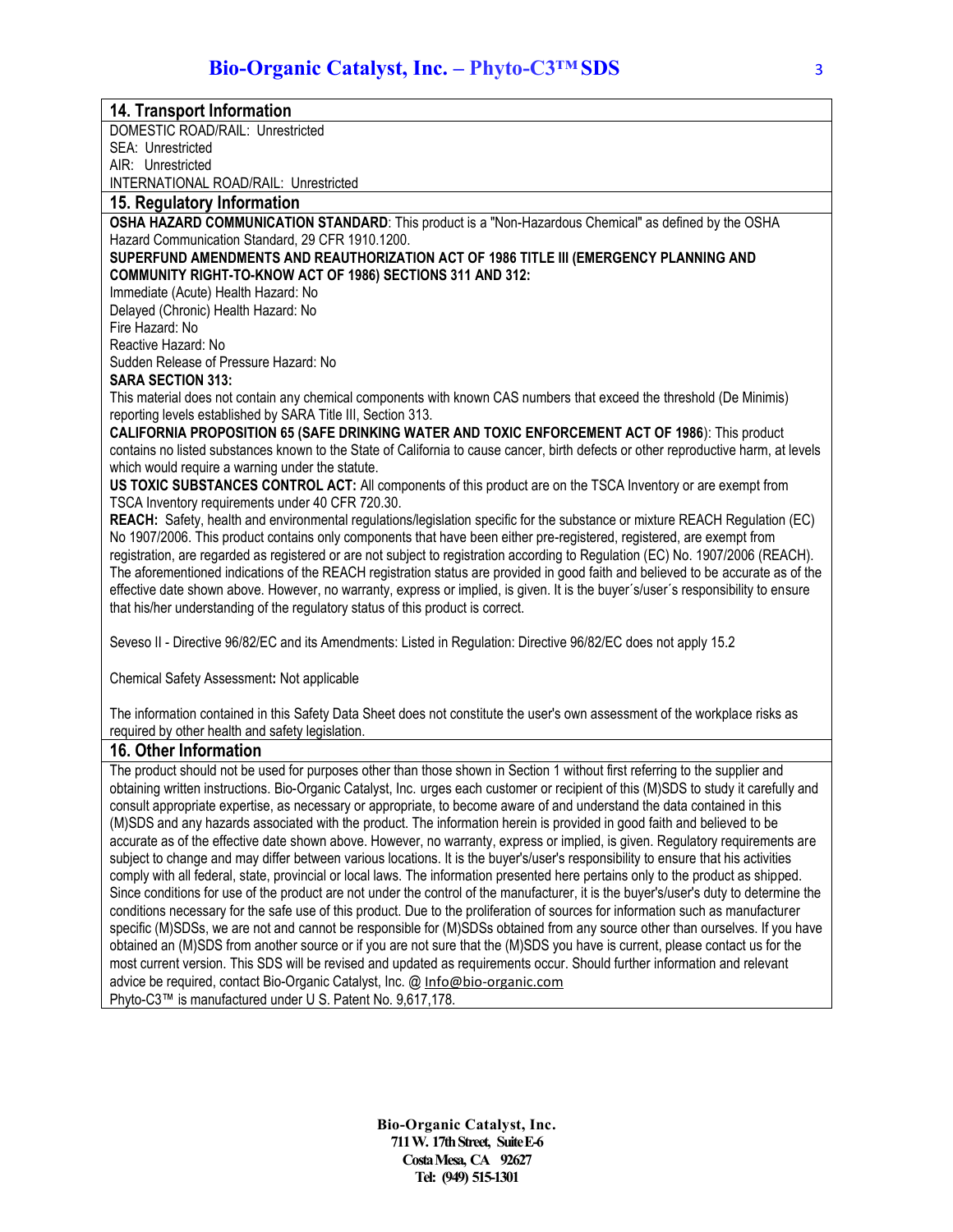## 14. Transport Information

DOMESTIC ROAD/RAIL: Unrestricted
SEA: Unrestricted
AIR: Unrestricted
INTERNATIONAL ROAD/RAIL: Unrestricted

## 15. Regulatory Information

**OSHA HAZARD COMMUNICATION STANDARD**: This product is a "Non-Hazardous Chemical" as defined by the OSHA Hazard Communication Standard, 29 CFR 1910.1200.

**SUPERFUND AMENDMENTS AND REAUTHORIZATION ACT OF 1986 TITLE III (EMERGENCY PLANNING AND COMMUNITY RIGHT-TO-KNOW ACT OF 1986) SECTIONS 311 AND 312:**

Immediate (Acute) Health Hazard: No
Delayed (Chronic) Health Hazard: No
Fire Hazard: No
Reactive Hazard: No
Sudden Release of Pressure Hazard: No

**SARA SECTION 313:**

This material does not contain any chemical components with known CAS numbers that exceed the threshold (De Minimis) reporting levels established by SARA Title III, Section 313.

**CALIFORNIA PROPOSITION 65 (SAFE DRINKING WATER AND TOXIC ENFORCEMENT ACT OF 1986)**: This product contains no listed substances known to the State of California to cause cancer, birth defects or other reproductive harm, at levels which would require a warning under the statute.

**US TOXIC SUBSTANCES CONTROL ACT:** All components of this product are on the TSCA Inventory or are exempt from TSCA Inventory requirements under 40 CFR 720.30.

**REACH:** Safety, health and environmental regulations/legislation specific for the substance or mixture REACH Regulation (EC) No 1907/2006. This product contains only components that have been either pre-registered, registered, are exempt from registration, are regarded as registered or are not subject to registration according to Regulation (EC) No. 1907/2006 (REACH). The aforementioned indications of the REACH registration status are provided in good faith and believed to be accurate as of the effective date shown above. However, no warranty, express or implied, is given. It is the buyer´s/user´s responsibility to ensure that his/her understanding of the regulatory status of this product is correct.

Seveso II - Directive 96/82/EC and its Amendments: Listed in Regulation: Directive 96/82/EC does not apply 15.2

Chemical Safety Assessment**:** Not applicable

The information contained in this Safety Data Sheet does not constitute the user's own assessment of the workplace risks as required by other health and safety legislation.

## 16. Other Information

The product should not be used for purposes other than those shown in Section 1 without first referring to the supplier and obtaining written instructions. Bio-Organic Catalyst, Inc. urges each customer or recipient of this (M)SDS to study it carefully and consult appropriate expertise, as necessary or appropriate, to become aware of and understand the data contained in this (M)SDS and any hazards associated with the product. The information herein is provided in good faith and believed to be accurate as of the effective date shown above. However, no warranty, express or implied, is given. Regulatory requirements are subject to change and may differ between various locations. It is the buyer's/user's responsibility to ensure that his activities comply with all federal, state, provincial or local laws. The information presented here pertains only to the product as shipped. Since conditions for use of the product are not under the control of the manufacturer, it is the buyer's/user's duty to determine the conditions necessary for the safe use of this product. Due to the proliferation of sources for information such as manufacturer specific (M)SDSs, we are not and cannot be responsible for (M)SDSs obtained from any source other than ourselves. If you have obtained an (M)SDS from another source or if you are not sure that the (M)SDS you have is current, please contact us for the most current version. This SDS will be revised and updated as requirements occur. Should further information and relevant advice be required, contact Bio-Organic Catalyst, Inc. @ Info@bio-organic.com
Phyto-C3™ is manufactured under U S. Patent No. 9,617,178.

**Bio-Organic Catalyst, Inc.**
**711 W. 17th Street, Suite E-6**
**Costa Mesa, CA 92627**
**Tel: (949) 515-1301**